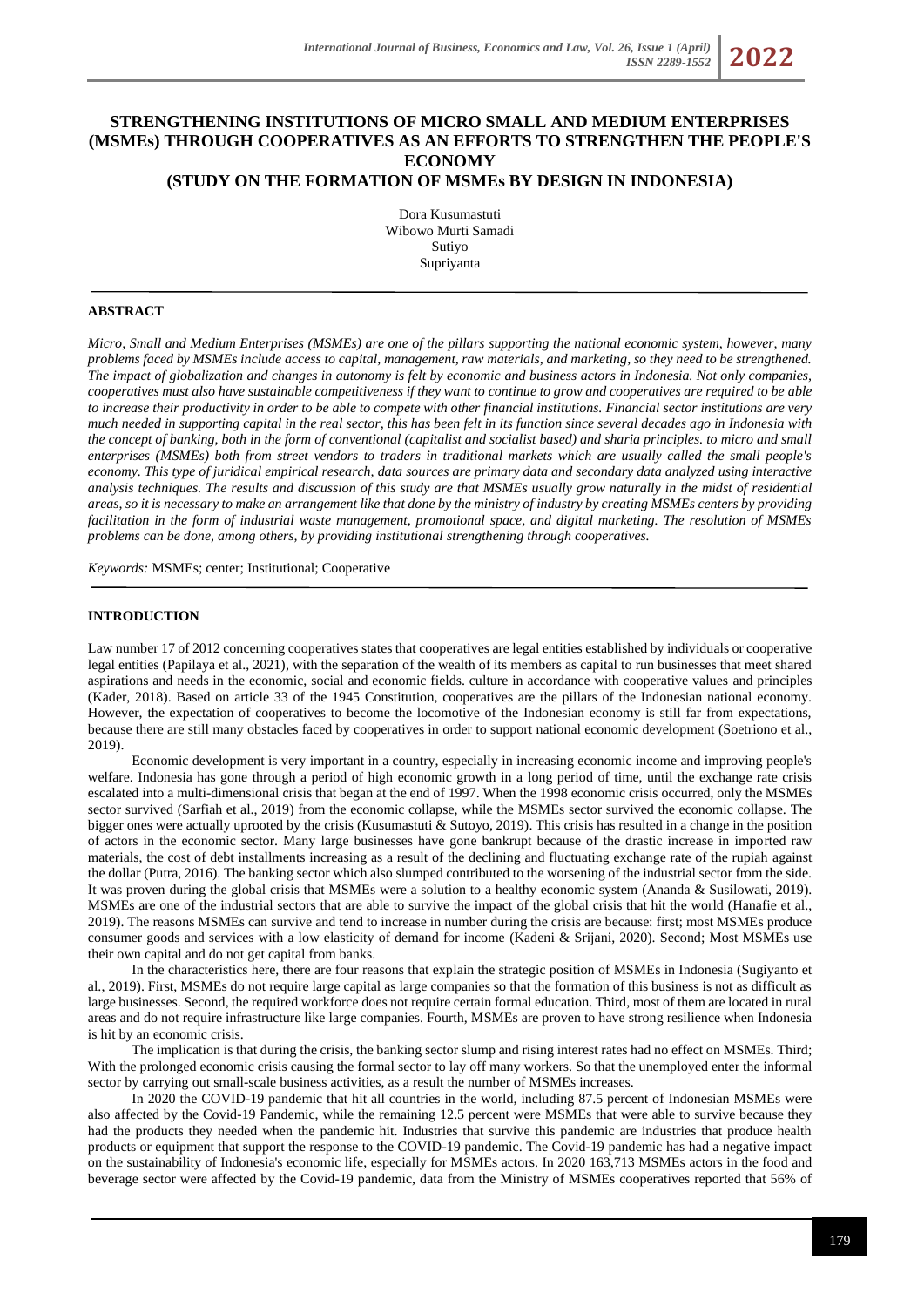# STRENGTHENING INSTITUTIONS OF MICRO SMALL AND MEDIUM ENTERPRISES (MSMEs) THROUGH COOPERATIVES AS AN EFFORTS TO STRENGTHEN THE PEOPLE'S ECONOMY

## (STUDY ON THE FORMATION OF MSMEs BY DESIGN IN INDONESIA)

Dora Kusumastuti
Wibowo Murti Samadi
Sutiyo
Supriyanta

### ABSTRACT

*Micro, Small and Medium Enterprises (MSMEs) are one of the pillars supporting the national economic system, however, many problems faced by MSMEs include access to capital, management, raw materials, and marketing, so they need to be strengthened. The impact of globalization and changes in autonomy is felt by economic and business actors in Indonesia. Not only companies, cooperatives must also have sustainable competitiveness if they want to continue to grow and cooperatives are required to be able to increase their productivity in order to be able to compete with other financial institutions. Financial sector institutions are very much needed in supporting capital in the real sector, this has been felt in its function since several decades ago in Indonesia with the concept of banking, both in the form of conventional (capitalist and socialist based) and sharia principles. to micro and small enterprises (MSMEs) both from street vendors to traders in traditional markets which are usually called the small people's economy. This type of juridical empirical research, data sources are primary data and secondary data analyzed using interactive analysis techniques. The results and discussion of this study are that MSMEs usually grow naturally in the midst of residential areas, so it is necessary to make an arrangement like that done by the ministry of industry by creating MSMEs centers by providing facilitation in the form of industrial waste management, promotional space, and digital marketing. The resolution of MSMEs problems can be done, among others, by providing institutional strengthening through cooperatives.*

*Keywords:* MSMEs; center; Institutional; Cooperative

### INTRODUCTION

Law number 17 of 2012 concerning cooperatives states that cooperatives are legal entities established by individuals or cooperative legal entities (Papilaya et al., 2021), with the separation of the wealth of its members as capital to run businesses that meet shared aspirations and needs in the economic, social and economic fields. culture in accordance with cooperative values and principles (Kader, 2018). Based on article 33 of the 1945 Constitution, cooperatives are the pillars of the Indonesian national economy. However, the expectation of cooperatives to become the locomotive of the Indonesian economy is still far from expectations, because there are still many obstacles faced by cooperatives in order to support national economic development (Soetriono et al., 2019).

Economic development is very important in a country, especially in increasing economic income and improving people's welfare. Indonesia has gone through a period of high economic growth in a long period of time, until the exchange rate crisis escalated into a multi-dimensional crisis that began at the end of 1997. When the 1998 economic crisis occurred, only the MSMEs sector survived (Sarfiah et al., 2019) from the economic collapse, while the MSMEs sector survived the economic collapse. The bigger ones were actually uprooted by the crisis (Kusumastuti & Sutoyo, 2019). This crisis has resulted in a change in the position of actors in the economic sector. Many large businesses have gone bankrupt because of the drastic increase in imported raw materials, the cost of debt installments increasing as a result of the declining and fluctuating exchange rate of the rupiah against the dollar (Putra, 2016). The banking sector which also slumped contributed to the worsening of the industrial sector from the side. It was proven during the global crisis that MSMEs were a solution to a healthy economic system (Ananda & Susilowati, 2019). MSMEs are one of the industrial sectors that are able to survive the impact of the global crisis that hit the world (Hanafie et al., 2019). The reasons MSMEs can survive and tend to increase in number during the crisis are because: first; most MSMEs produce consumer goods and services with a low elasticity of demand for income (Kadeni & Srijani, 2020). Second; Most MSMEs use their own capital and do not get capital from banks.

In the characteristics here, there are four reasons that explain the strategic position of MSMEs in Indonesia (Sugiyanto et al., 2019). First, MSMEs do not require large capital as large companies so that the formation of this business is not as difficult as large businesses. Second, the required workforce does not require certain formal education. Third, most of them are located in rural areas and do not require infrastructure like large companies. Fourth, MSMEs are proven to have strong resilience when Indonesia is hit by an economic crisis.

The implication is that during the crisis, the banking sector slump and rising interest rates had no effect on MSMEs. Third; With the prolonged economic crisis causing the formal sector to lay off many workers. So that the unemployed enter the informal sector by carrying out small-scale business activities, as a result the number of MSMEs increases.

In 2020 the COVID-19 pandemic that hit all countries in the world, including 87.5 percent of Indonesian MSMEs were also affected by the Covid-19 Pandemic, while the remaining 12.5 percent were MSMEs that were able to survive because they had the products they needed when the pandemic hit. Industries that survive this pandemic are industries that produce health products or equipment that support the response to the COVID-19 pandemic. The Covid-19 pandemic has had a negative impact on the sustainability of Indonesia's economic life, especially for MSMEs actors. In 2020 163,713 MSMEs actors in the food and beverage sector were affected by the Covid-19 pandemic, data from the Ministry of MSMEs cooperatives reported that 56% of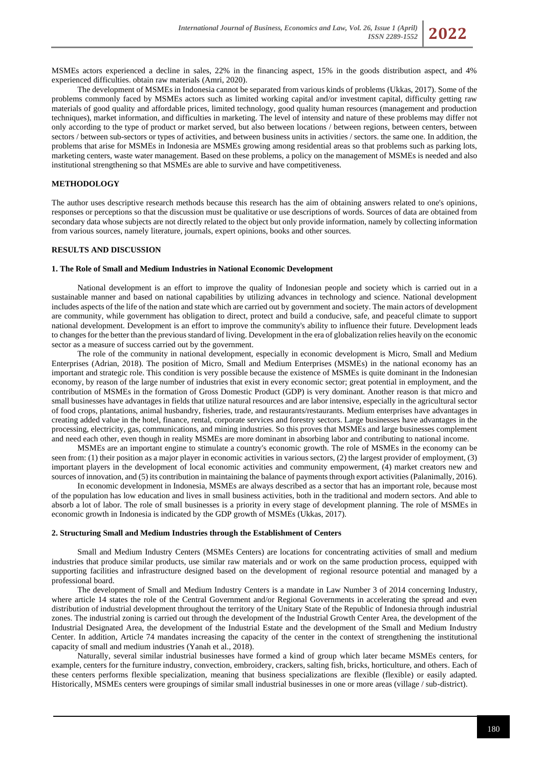MSMEs actors experienced a decline in sales, 22% in the financing aspect, 15% in the goods distribution aspect, and 4% experienced difficulties. obtain raw materials (Amri, 2020).

The development of MSMEs in Indonesia cannot be separated from various kinds of problems (Ukkas, 2017). Some of the problems commonly faced by MSMEs actors such as limited working capital and/or investment capital, difficulty getting raw materials of good quality and affordable prices, limited technology, good quality human resources (management and production techniques), market information, and difficulties in marketing. The level of intensity and nature of these problems may differ not only according to the type of product or market served, but also between locations / between regions, between centers, between sectors / between sub-sectors or types of activities, and between business units in activities / sectors. the same one. In addition, the problems that arise for MSMEs in Indonesia are MSMEs growing among residential areas so that problems such as parking lots, marketing centers, waste water management. Based on these problems, a policy on the management of MSMEs is needed and also institutional strengthening so that MSMEs are able to survive and have competitiveness.

## METHODOLOGY

The author uses descriptive research methods because this research has the aim of obtaining answers related to one's opinions, responses or perceptions so that the discussion must be qualitative or use descriptions of words. Sources of data are obtained from secondary data whose subjects are not directly related to the object but only provide information, namely by collecting information from various sources, namely literature, journals, expert opinions, books and other sources.

## RESULTS AND DISCUSSION

### 1. The Role of Small and Medium Industries in National Economic Development

National development is an effort to improve the quality of Indonesian people and society which is carried out in a sustainable manner and based on national capabilities by utilizing advances in technology and science. National development includes aspects of the life of the nation and state which are carried out by government and society. The main actors of development are community, while government has obligation to direct, protect and build a conducive, safe, and peaceful climate to support national development. Development is an effort to improve the community's ability to influence their future. Development leads to changes for the better than the previous standard of living. Development in the era of globalization relies heavily on the economic sector as a measure of success carried out by the government.

The role of the community in national development, especially in economic development is Micro, Small and Medium Enterprises (Adrian, 2018). The position of Micro, Small and Medium Enterprises (MSMEs) in the national economy has an important and strategic role. This condition is very possible because the existence of MSMEs is quite dominant in the Indonesian economy, by reason of the large number of industries that exist in every economic sector; great potential in employment, and the contribution of MSMEs in the formation of Gross Domestic Product (GDP) is very dominant. Another reason is that micro and small businesses have advantages in fields that utilize natural resources and are labor intensive, especially in the agricultural sector of food crops, plantations, animal husbandry, fisheries, trade, and restaurants/restaurants. Medium enterprises have advantages in creating added value in the hotel, finance, rental, corporate services and forestry sectors. Large businesses have advantages in the processing, electricity, gas, communications, and mining industries. So this proves that MSMEs and large businesses complement and need each other, even though in reality MSMEs are more dominant in absorbing labor and contributing to national income.

MSMEs are an important engine to stimulate a country's economic growth. The role of MSMEs in the economy can be seen from: (1) their position as a major player in economic activities in various sectors, (2) the largest provider of employment, (3) important players in the development of local economic activities and community empowerment, (4) market creators new and sources of innovation, and (5) its contribution in maintaining the balance of payments through export activities (Palanimally, 2016).

In economic development in Indonesia, MSMEs are always described as a sector that has an important role, because most of the population has low education and lives in small business activities, both in the traditional and modern sectors. And able to absorb a lot of labor. The role of small businesses is a priority in every stage of development planning. The role of MSMEs in economic growth in Indonesia is indicated by the GDP growth of MSMEs (Ukkas, 2017).

### 2. Structuring Small and Medium Industries through the Establishment of Centers

Small and Medium Industry Centers (MSMEs Centers) are locations for concentrating activities of small and medium industries that produce similar products, use similar raw materials and or work on the same production process, equipped with supporting facilities and infrastructure designed based on the development of regional resource potential and managed by a professional board.

The development of Small and Medium Industry Centers is a mandate in Law Number 3 of 2014 concerning Industry, where article 14 states the role of the Central Government and/or Regional Governments in accelerating the spread and even distribution of industrial development throughout the territory of the Unitary State of the Republic of Indonesia through industrial zones. The industrial zoning is carried out through the development of the Industrial Growth Center Area, the development of the Industrial Designated Area, the development of the Industrial Estate and the development of the Small and Medium Industry Center. In addition, Article 74 mandates increasing the capacity of the center in the context of strengthening the institutional capacity of small and medium industries (Yanah et al., 2018).

Naturally, several similar industrial businesses have formed a kind of group which later became MSMEs centers, for example, centers for the furniture industry, convection, embroidery, crackers, salting fish, bricks, horticulture, and others. Each of these centers performs flexible specialization, meaning that business specializations are flexible (flexible) or easily adapted. Historically, MSMEs centers were groupings of similar small industrial businesses in one or more areas (village / sub-district).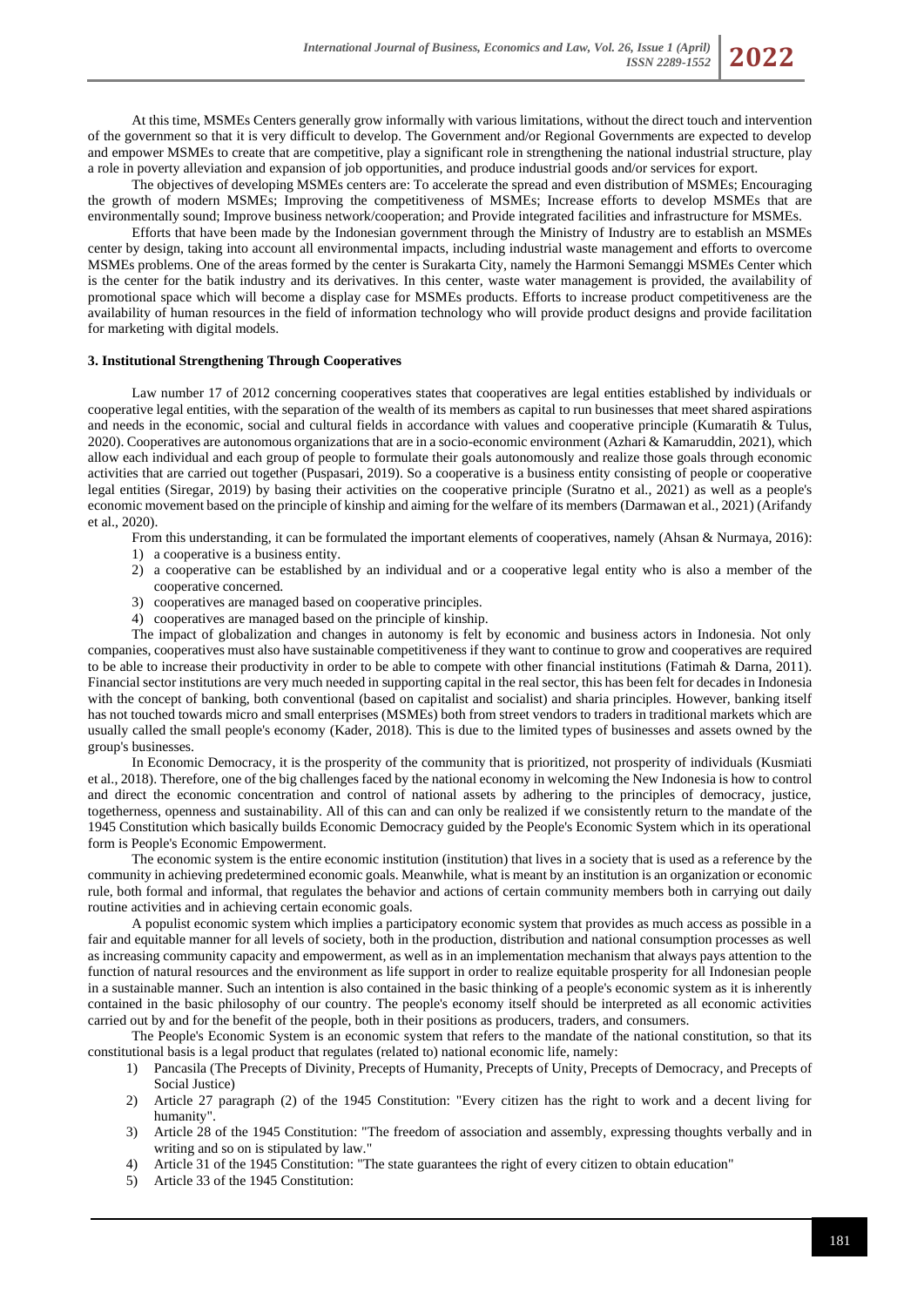At this time, MSMEs Centers generally grow informally with various limitations, without the direct touch and intervention of the government so that it is very difficult to develop. The Government and/or Regional Governments are expected to develop and empower MSMEs to create that are competitive, play a significant role in strengthening the national industrial structure, play a role in poverty alleviation and expansion of job opportunities, and produce industrial goods and/or services for export.

The objectives of developing MSMEs centers are: To accelerate the spread and even distribution of MSMEs; Encouraging the growth of modern MSMEs; Improving the competitiveness of MSMEs; Increase efforts to develop MSMEs that are environmentally sound; Improve business network/cooperation; and Provide integrated facilities and infrastructure for MSMEs.

Efforts that have been made by the Indonesian government through the Ministry of Industry are to establish an MSMEs center by design, taking into account all environmental impacts, including industrial waste management and efforts to overcome MSMEs problems. One of the areas formed by the center is Surakarta City, namely the Harmoni Semanggi MSMEs Center which is the center for the batik industry and its derivatives. In this center, waste water management is provided, the availability of promotional space which will become a display case for MSMEs products. Efforts to increase product competitiveness are the availability of human resources in the field of information technology who will provide product designs and provide facilitation for marketing with digital models.

### 3. Institutional Strengthening Through Cooperatives

Law number 17 of 2012 concerning cooperatives states that cooperatives are legal entities established by individuals or cooperative legal entities, with the separation of the wealth of its members as capital to run businesses that meet shared aspirations and needs in the economic, social and cultural fields in accordance with values and cooperative principle (Kumaratih & Tulus, 2020). Cooperatives are autonomous organizations that are in a socio-economic environment (Azhari & Kamaruddin, 2021), which allow each individual and each group of people to formulate their goals autonomously and realize those goals through economic activities that are carried out together (Puspasari, 2019). So a cooperative is a business entity consisting of people or cooperative legal entities (Siregar, 2019) by basing their activities on the cooperative principle (Suratno et al., 2021) as well as a people's economic movement based on the principle of kinship and aiming for the welfare of its members (Darmawan et al., 2021) (Arifandy et al., 2020).

From this understanding, it can be formulated the important elements of cooperatives, namely (Ahsan & Nurmaya, 2016):

1) a cooperative is a business entity.
2) a cooperative can be established by an individual and or a cooperative legal entity who is also a member of the cooperative concerned.
3) cooperatives are managed based on cooperative principles.
4) cooperatives are managed based on the principle of kinship.

The impact of globalization and changes in autonomy is felt by economic and business actors in Indonesia. Not only companies, cooperatives must also have sustainable competitiveness if they want to continue to grow and cooperatives are required to be able to increase their productivity in order to be able to compete with other financial institutions (Fatimah & Darna, 2011). Financial sector institutions are very much needed in supporting capital in the real sector, this has been felt for decades in Indonesia with the concept of banking, both conventional (based on capitalist and socialist) and sharia principles. However, banking itself has not touched towards micro and small enterprises (MSMEs) both from street vendors to traders in traditional markets which are usually called the small people's economy (Kader, 2018). This is due to the limited types of businesses and assets owned by the group's businesses.

In Economic Democracy, it is the prosperity of the community that is prioritized, not prosperity of individuals (Kusmiati et al., 2018). Therefore, one of the big challenges faced by the national economy in welcoming the New Indonesia is how to control and direct the economic concentration and control of national assets by adhering to the principles of democracy, justice, togetherness, openness and sustainability. All of this can and can only be realized if we consistently return to the mandate of the 1945 Constitution which basically builds Economic Democracy guided by the People's Economic System which in its operational form is People's Economic Empowerment.

The economic system is the entire economic institution (institution) that lives in a society that is used as a reference by the community in achieving predetermined economic goals. Meanwhile, what is meant by an institution is an organization or economic rule, both formal and informal, that regulates the behavior and actions of certain community members both in carrying out daily routine activities and in achieving certain economic goals.

A populist economic system which implies a participatory economic system that provides as much access as possible in a fair and equitable manner for all levels of society, both in the production, distribution and national consumption processes as well as increasing community capacity and empowerment, as well as in an implementation mechanism that always pays attention to the function of natural resources and the environment as life support in order to realize equitable prosperity for all Indonesian people in a sustainable manner. Such an intention is also contained in the basic thinking of a people's economic system as it is inherently contained in the basic philosophy of our country. The people's economy itself should be interpreted as all economic activities carried out by and for the benefit of the people, both in their positions as producers, traders, and consumers.

The People's Economic System is an economic system that refers to the mandate of the national constitution, so that its constitutional basis is a legal product that regulates (related to) national economic life, namely:

1) Pancasila (The Precepts of Divinity, Precepts of Humanity, Precepts of Unity, Precepts of Democracy, and Precepts of Social Justice)
2) Article 27 paragraph (2) of the 1945 Constitution: "Every citizen has the right to work and a decent living for humanity".
3) Article 28 of the 1945 Constitution: "The freedom of association and assembly, expressing thoughts verbally and in writing and so on is stipulated by law."
4) Article 31 of the 1945 Constitution: "The state guarantees the right of every citizen to obtain education"
5) Article 33 of the 1945 Constitution: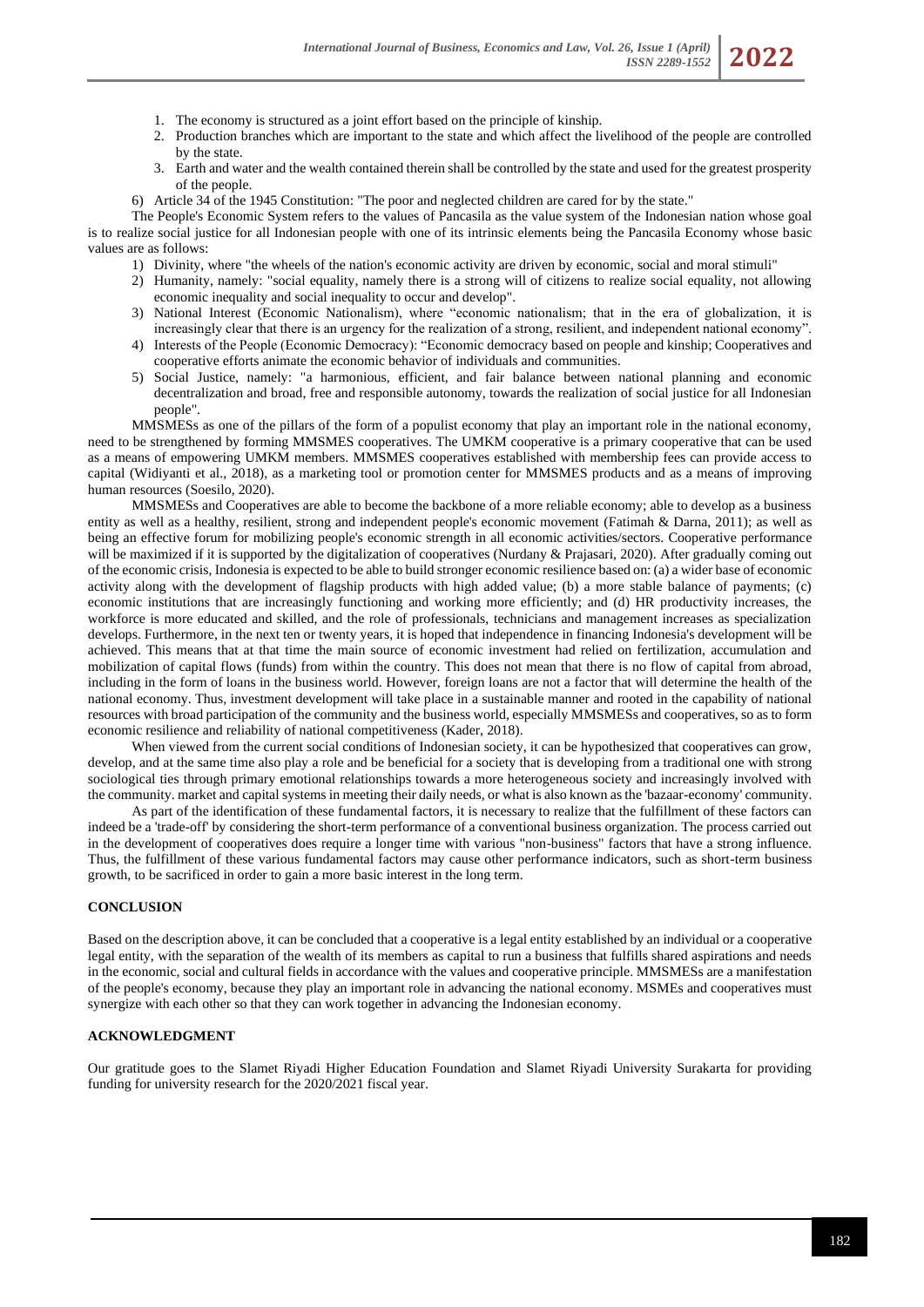1. The economy is structured as a joint effort based on the principle of kinship.
2. Production branches which are important to the state and which affect the livelihood of the people are controlled by the state.
3. Earth and water and the wealth contained therein shall be controlled by the state and used for the greatest prosperity of the people.

6) Article 34 of the 1945 Constitution: "The poor and neglected children are cared for by the state."

The People's Economic System refers to the values of Pancasila as the value system of the Indonesian nation whose goal is to realize social justice for all Indonesian people with one of its intrinsic elements being the Pancasila Economy whose basic values are as follows:

1) Divinity, where "the wheels of the nation's economic activity are driven by economic, social and moral stimuli"
2) Humanity, namely: "social equality, namely there is a strong will of citizens to realize social equality, not allowing economic inequality and social inequality to occur and develop".
3) National Interest (Economic Nationalism), where "economic nationalism; that in the era of globalization, it is increasingly clear that there is an urgency for the realization of a strong, resilient, and independent national economy".
4) Interests of the People (Economic Democracy): "Economic democracy based on people and kinship; Cooperatives and cooperative efforts animate the economic behavior of individuals and communities.
5) Social Justice, namely: "a harmonious, efficient, and fair balance between national planning and economic decentralization and broad, free and responsible autonomy, towards the realization of social justice for all Indonesian people".

MMSMESs as one of the pillars of the form of a populist economy that play an important role in the national economy, need to be strengthened by forming MMSMES cooperatives. The UMKM cooperative is a primary cooperative that can be used as a means of empowering UMKM members. MMSMES cooperatives established with membership fees can provide access to capital (Widiyanti et al., 2018), as a marketing tool or promotion center for MMSMES products and as a means of improving human resources (Soesilo, 2020).

MMSMESs and Cooperatives are able to become the backbone of a more reliable economy; able to develop as a business entity as well as a healthy, resilient, strong and independent people's economic movement (Fatimah & Darna, 2011); as well as being an effective forum for mobilizing people's economic strength in all economic activities/sectors. Cooperative performance will be maximized if it is supported by the digitalization of cooperatives (Nurdany & Prajasari, 2020). After gradually coming out of the economic crisis, Indonesia is expected to be able to build stronger economic resilience based on: (a) a wider base of economic activity along with the development of flagship products with high added value; (b) a more stable balance of payments; (c) economic institutions that are increasingly functioning and working more efficiently; and (d) HR productivity increases, the workforce is more educated and skilled, and the role of professionals, technicians and management increases as specialization develops. Furthermore, in the next ten or twenty years, it is hoped that independence in financing Indonesia's development will be achieved. This means that at that time the main source of economic investment had relied on fertilization, accumulation and mobilization of capital flows (funds) from within the country. This does not mean that there is no flow of capital from abroad, including in the form of loans in the business world. However, foreign loans are not a factor that will determine the health of the national economy. Thus, investment development will take place in a sustainable manner and rooted in the capability of national resources with broad participation of the community and the business world, especially MMSMESs and cooperatives, so as to form economic resilience and reliability of national competitiveness (Kader, 2018).

When viewed from the current social conditions of Indonesian society, it can be hypothesized that cooperatives can grow, develop, and at the same time also play a role and be beneficial for a society that is developing from a traditional one with strong sociological ties through primary emotional relationships towards a more heterogeneous society and increasingly involved with the community. market and capital systems in meeting their daily needs, or what is also known as the 'bazaar-economy' community.

As part of the identification of these fundamental factors, it is necessary to realize that the fulfillment of these factors can indeed be a 'trade-off' by considering the short-term performance of a conventional business organization. The process carried out in the development of cooperatives does require a longer time with various "non-business" factors that have a strong influence. Thus, the fulfillment of these various fundamental factors may cause other performance indicators, such as short-term business growth, to be sacrificed in order to gain a more basic interest in the long term.

## CONCLUSION

Based on the description above, it can be concluded that a cooperative is a legal entity established by an individual or a cooperative legal entity, with the separation of the wealth of its members as capital to run a business that fulfills shared aspirations and needs in the economic, social and cultural fields in accordance with the values and cooperative principle. MMSMESs are a manifestation of the people's economy, because they play an important role in advancing the national economy. MSMEs and cooperatives must synergize with each other so that they can work together in advancing the Indonesian economy.

## ACKNOWLEDGMENT

Our gratitude goes to the Slamet Riyadi Higher Education Foundation and Slamet Riyadi University Surakarta for providing funding for university research for the 2020/2021 fiscal year.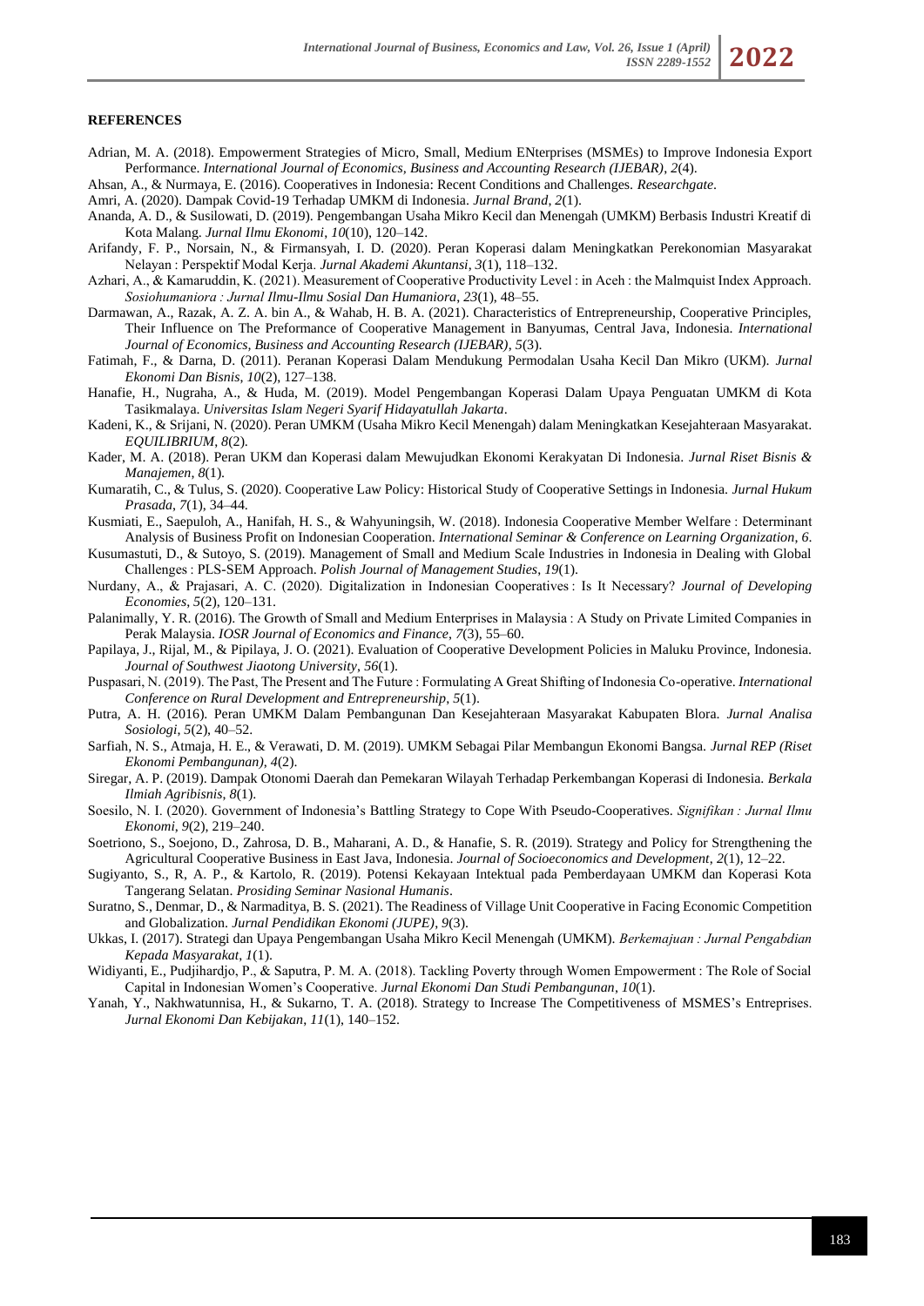## REFERENCES

Adrian, M. A. (2018). Empowerment Strategies of Micro, Small, Medium ENterprises (MSMEs) to Improve Indonesia Export Performance. *International Journal of Economics, Business and Accounting Research (IJEBAR)*, *2*(4).

Ahsan, A., & Nurmaya, E. (2016). Cooperatives in Indonesia: Recent Conditions and Challenges. *Researchgate*.

Amri, A. (2020). Dampak Covid-19 Terhadap UMKM di Indonesia. *Jurnal Brand*, *2*(1).

Ananda, A. D., & Susilowati, D. (2019). Pengembangan Usaha Mikro Kecil dan Menengah (UMKM) Berbasis Industri Kreatif di Kota Malang. *Jurnal Ilmu Ekonomi*, *10*(10), 120–142.

Arifandy, F. P., Norsain, N., & Firmansyah, I. D. (2020). Peran Koperasi dalam Meningkatkan Perekonomian Masyarakat Nelayan : Perspektif Modal Kerja. *Jurnal Akademi Akuntansi*, *3*(1), 118–132.

Azhari, A., & Kamaruddin, K. (2021). Measurement of Cooperative Productivity Level : in Aceh : the Malmquist Index Approach. *Sosiohumaniora : Jurnal Ilmu-Ilmu Sosial Dan Humaniora*, *23*(1), 48–55.

Darmawan, A., Razak, A. Z. A. bin A., & Wahab, H. B. A. (2021). Characteristics of Entrepreneurship, Cooperative Principles, Their Influence on The Preformance of Cooperative Management in Banyumas, Central Java, Indonesia. *International Journal of Economics, Business and Accounting Research (IJEBAR)*, *5*(3).

Fatimah, F., & Darna, D. (2011). Peranan Koperasi Dalam Mendukung Permodalan Usaha Kecil Dan Mikro (UKM). *Jurnal Ekonomi Dan Bisnis*, *10*(2), 127–138.

Hanafie, H., Nugraha, A., & Huda, M. (2019). Model Pengembangan Koperasi Dalam Upaya Penguatan UMKM di Kota Tasikmalaya. *Universitas Islam Negeri Syarif Hidayatullah Jakarta*.

Kadeni, K., & Srijani, N. (2020). Peran UMKM (Usaha Mikro Kecil Menengah) dalam Meningkatkan Kesejahteraan Masyarakat. *EQUILIBRIUM*, *8*(2).

Kader, M. A. (2018). Peran UKM dan Koperasi dalam Mewujudkan Ekonomi Kerakyatan Di Indonesia. *Jurnal Riset Bisnis & Manajemen*, *8*(1).

Kumaratih, C., & Tulus, S. (2020). Cooperative Law Policy: Historical Study of Cooperative Settings in Indonesia. *Jurnal Hukum Prasada*, *7*(1), 34–44.

Kusmiati, E., Saepuloh, A., Hanifah, H. S., & Wahyuningsih, W. (2018). Indonesia Cooperative Member Welfare : Determinant Analysis of Business Profit on Indonesian Cooperation. *International Seminar & Conference on Learning Organization*, *6*.

Kusumastuti, D., & Sutoyo, S. (2019). Management of Small and Medium Scale Industries in Indonesia in Dealing with Global Challenges : PLS-SEM Approach. *Polish Journal of Management Studies*, *19*(1).

Nurdany, A., & Prajasari, A. C. (2020). Digitalization in Indonesian Cooperatives : Is It Necessary? *Journal of Developing Economies*, *5*(2), 120–131.

Palanimally, Y. R. (2016). The Growth of Small and Medium Enterprises in Malaysia : A Study on Private Limited Companies in Perak Malaysia. *IOSR Journal of Economics and Finance*, *7*(3), 55–60.

Papilaya, J., Rijal, M., & Pipilaya, J. O. (2021). Evaluation of Cooperative Development Policies in Maluku Province, Indonesia. *Journal of Southwest Jiaotong University*, *56*(1).

Puspasari, N. (2019). The Past, The Present and The Future : Formulating A Great Shifting of Indonesia Co-operative. *International Conference on Rural Development and Entrepreneurship*, *5*(1).

Putra, A. H. (2016). Peran UMKM Dalam Pembangunan Dan Kesejahteraan Masyarakat Kabupaten Blora. *Jurnal Analisa Sosiologi*, *5*(2), 40–52.

Sarfiah, N. S., Atmaja, H. E., & Verawati, D. M. (2019). UMKM Sebagai Pilar Membangun Ekonomi Bangsa. *Jurnal REP (Riset Ekonomi Pembangunan)*, *4*(2).

Siregar, A. P. (2019). Dampak Otonomi Daerah dan Pemekaran Wilayah Terhadap Perkembangan Koperasi di Indonesia. *Berkala Ilmiah Agribisnis*, *8*(1).

Soesilo, N. I. (2020). Government of Indonesia's Battling Strategy to Cope With Pseudo-Cooperatives. *Signifikan : Jurnal Ilmu Ekonomi*, *9*(2), 219–240.

Soetriono, S., Soejono, D., Zahrosa, D. B., Maharani, A. D., & Hanafie, S. R. (2019). Strategy and Policy for Strengthening the Agricultural Cooperative Business in East Java, Indonesia. *Journal of Socioeconomics and Development*, *2*(1), 12–22.

Sugiyanto, S., R, A. P., & Kartolo, R. (2019). Potensi Kekayaan Intektual pada Pemberdayaan UMKM dan Koperasi Kota Tangerang Selatan. *Prosiding Seminar Nasional Humanis*.

Suratno, S., Denmar, D., & Narmaditya, B. S. (2021). The Readiness of Village Unit Cooperative in Facing Economic Competition and Globalization. *Jurnal Pendidikan Ekonomi (JUPE)*, *9*(3).

Ukkas, I. (2017). Strategi dan Upaya Pengembangan Usaha Mikro Kecil Menengah (UMKM). *Berkemajuan : Jurnal Pengabdian Kepada Masyarakat*, *1*(1).

Widiyanti, E., Pudjihardjo, P., & Saputra, P. M. A. (2018). Tackling Poverty through Women Empowerment : The Role of Social Capital in Indonesian Women's Cooperative. *Jurnal Ekonomi Dan Studi Pembangunan*, *10*(1).

Yanah, Y., Nakhwatunnisa, H., & Sukarno, T. A. (2018). Strategy to Increase The Competitiveness of MSMES's Entreprises. *Jurnal Ekonomi Dan Kebijakan*, *11*(1), 140–152.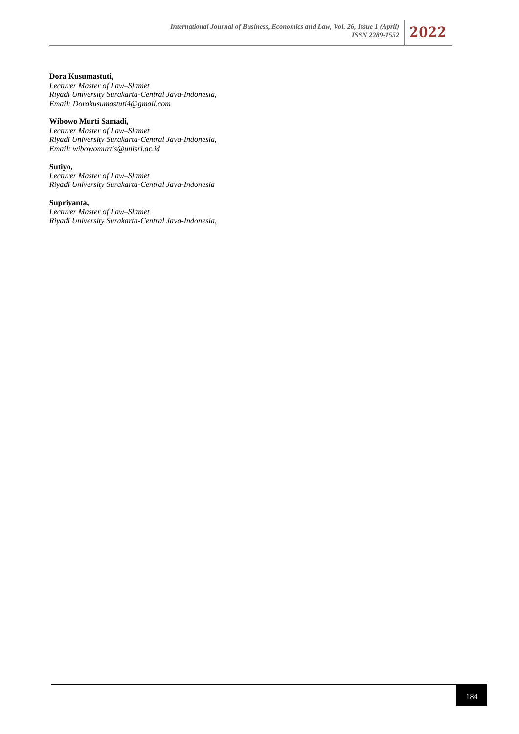**Dora Kusumastuti,**
*Lecturer Master of Law–Slamet*
*Riyadi University Surakarta-Central Java-Indonesia,*
*Email: Dorakusumastuti4@gmail.com*

**Wibowo Murti Samadi,**
*Lecturer Master of Law–Slamet*
*Riyadi University Surakarta-Central Java-Indonesia,*
*Email: wibowomurtis@unisri.ac.id*

**Sutiyo,**
*Lecturer Master of Law–Slamet*
*Riyadi University Surakarta-Central Java-Indonesia*

**Supriyanta,**
*Lecturer Master of Law–Slamet*
*Riyadi University Surakarta-Central Java-Indonesia,*